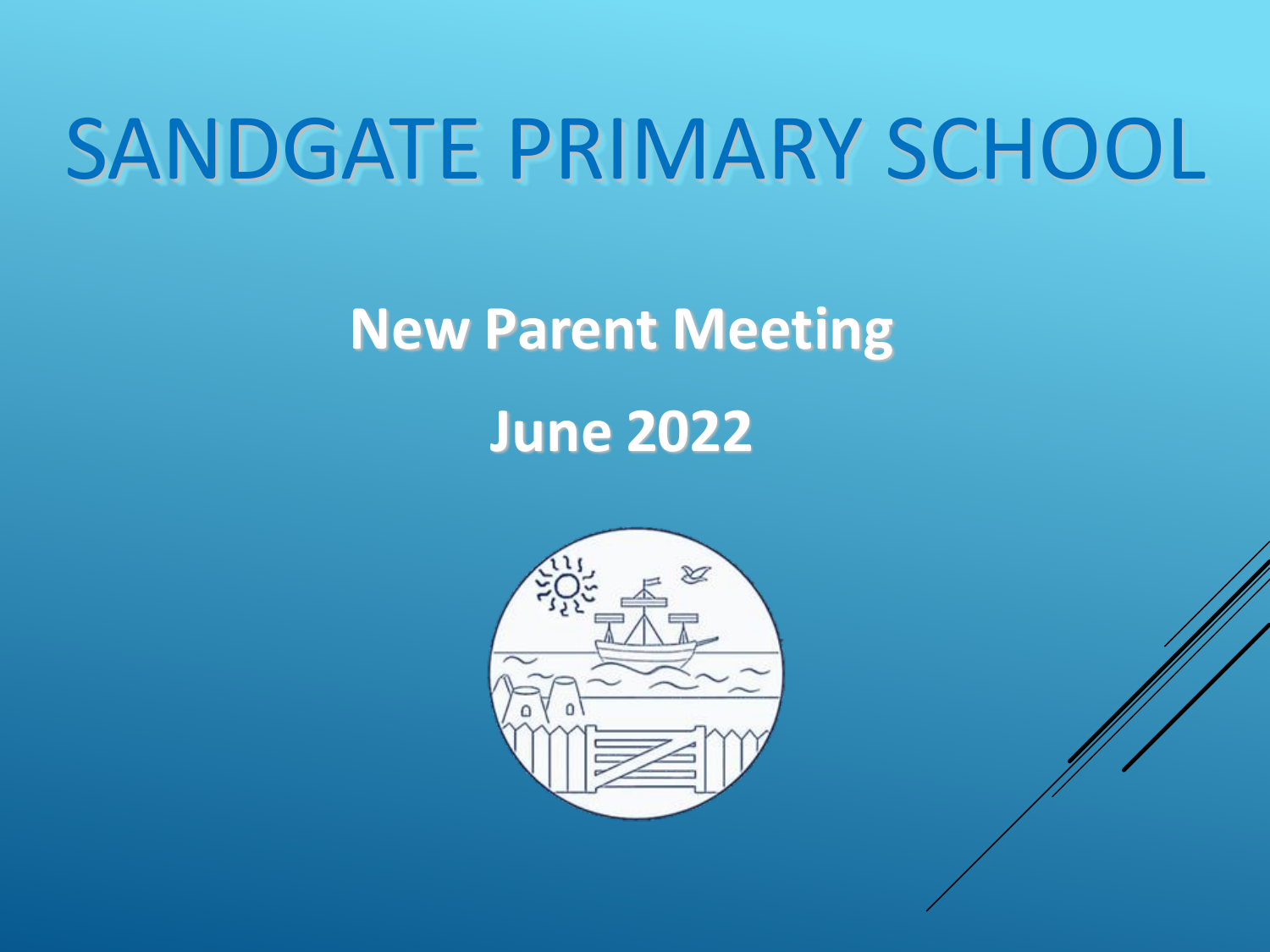# SANDGATE PRIMARY SCHOOL

**New Parent Meeting**

**June 2022**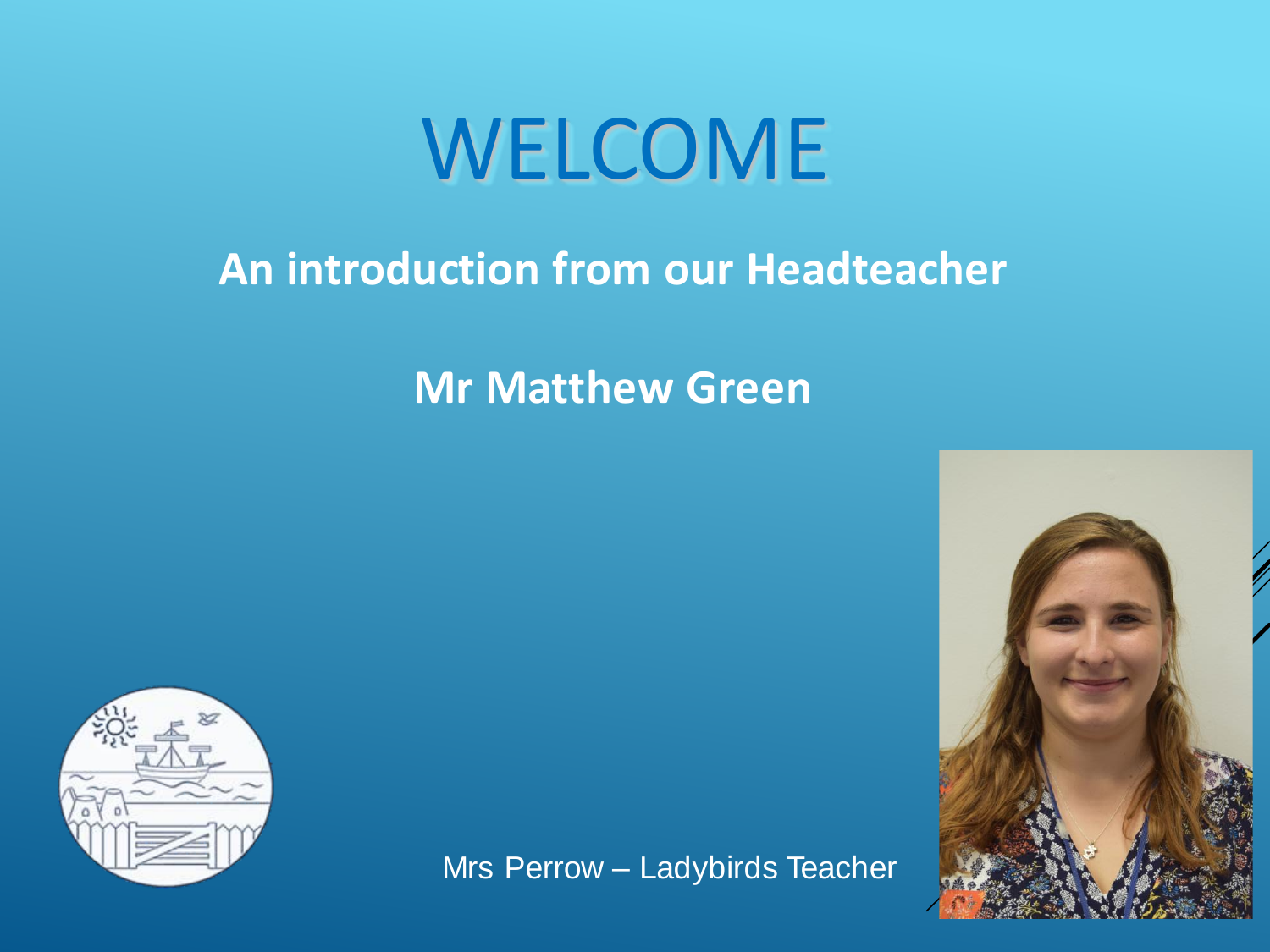# WELCOME

**An introduction from our Headteacher**

**Mr Matthew Green**

Mrs Perrow – Ladybirds Teacher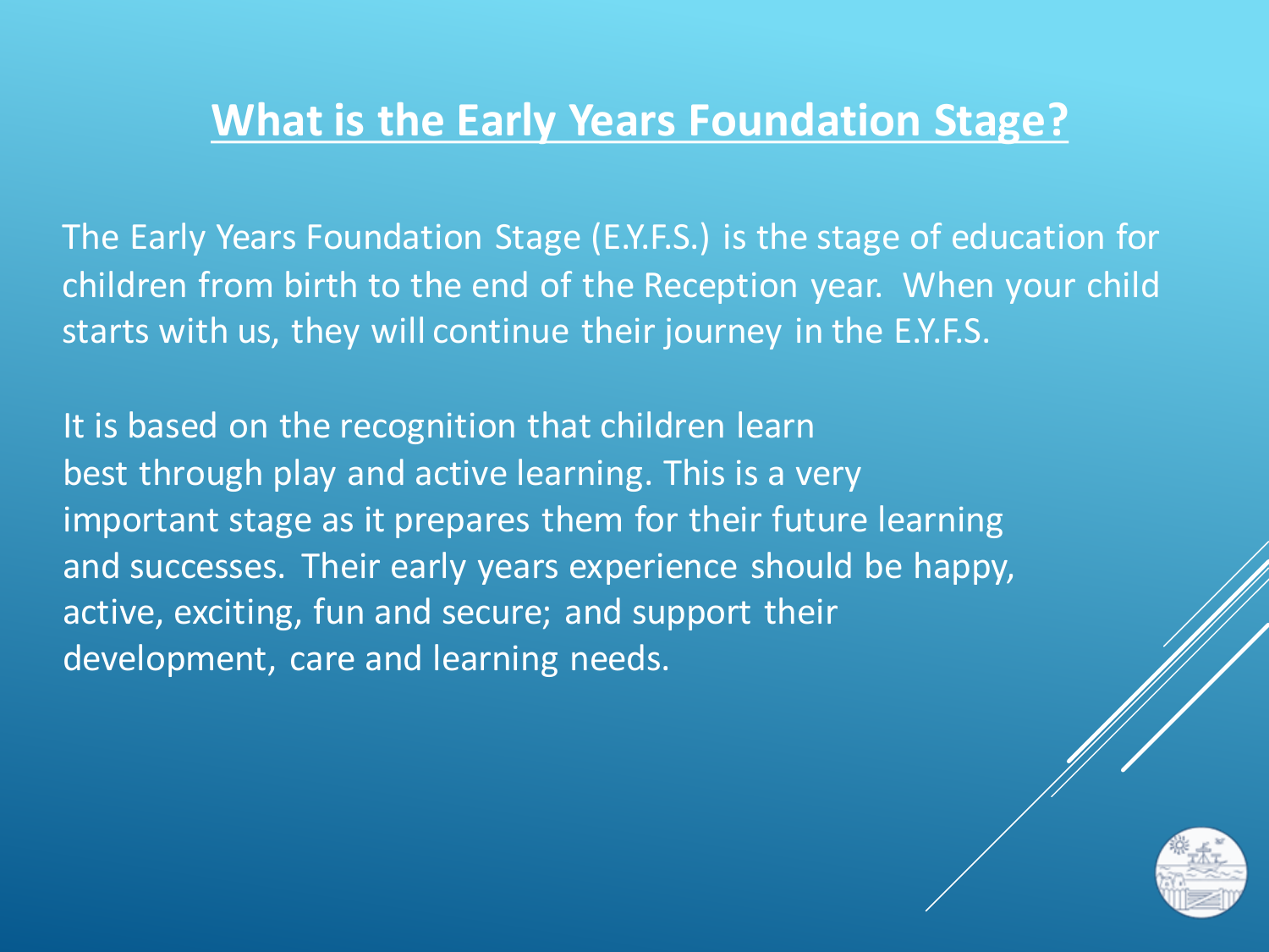# What is the Early Years Foundation Stage?

The Early Years Foundation Stage (E.Y.F.S.) is the stage of education for children from birth to the end of the Reception year. When your child starts with us, they will continue their journey in the E.Y.F.S.

It is based on the recognition that children learn best through play and active learning. This is a very important stage as it prepares them for their future learning and successes. Their early years experience should be happy, active, exciting, fun and secure; and support their development, care and learning needs.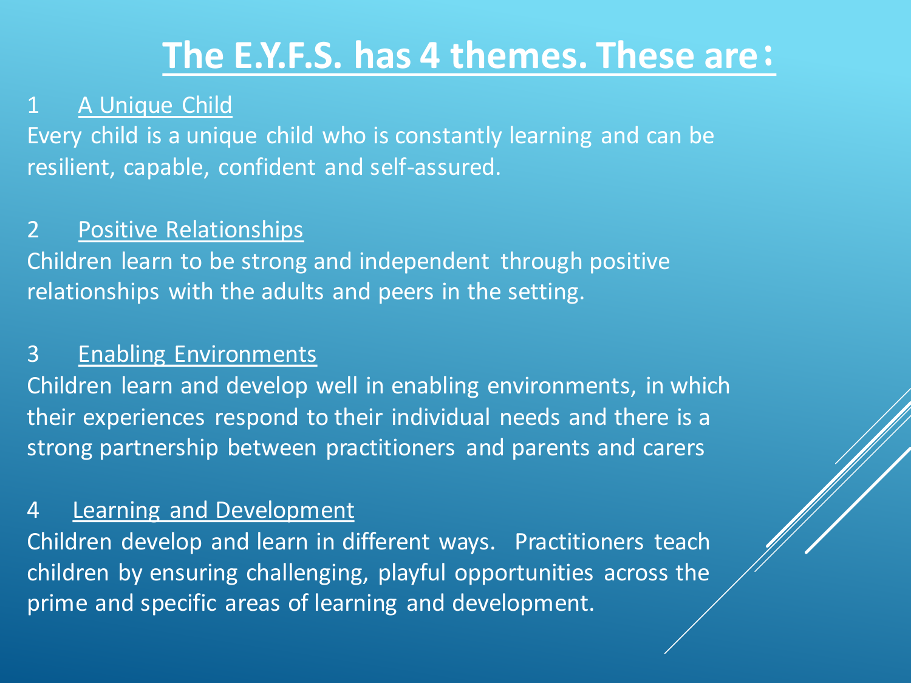# The E.Y.F.S. has 4 themes. These are：

1 A Unique Child

Every child is a unique child who is constantly learning and can be resilient, capable, confident and self-assured.

2 Positive Relationships

Children learn to be strong and independent through positive relationships with the adults and peers in the setting.

3 Enabling Environments

Children learn and develop well in enabling environments, in which their experiences respond to their individual needs and there is a strong partnership between practitioners and parents and carers

4 Learning and Development

Children develop and learn in different ways. Practitioners teach children by ensuring challenging, playful opportunities across the prime and specific areas of learning and development.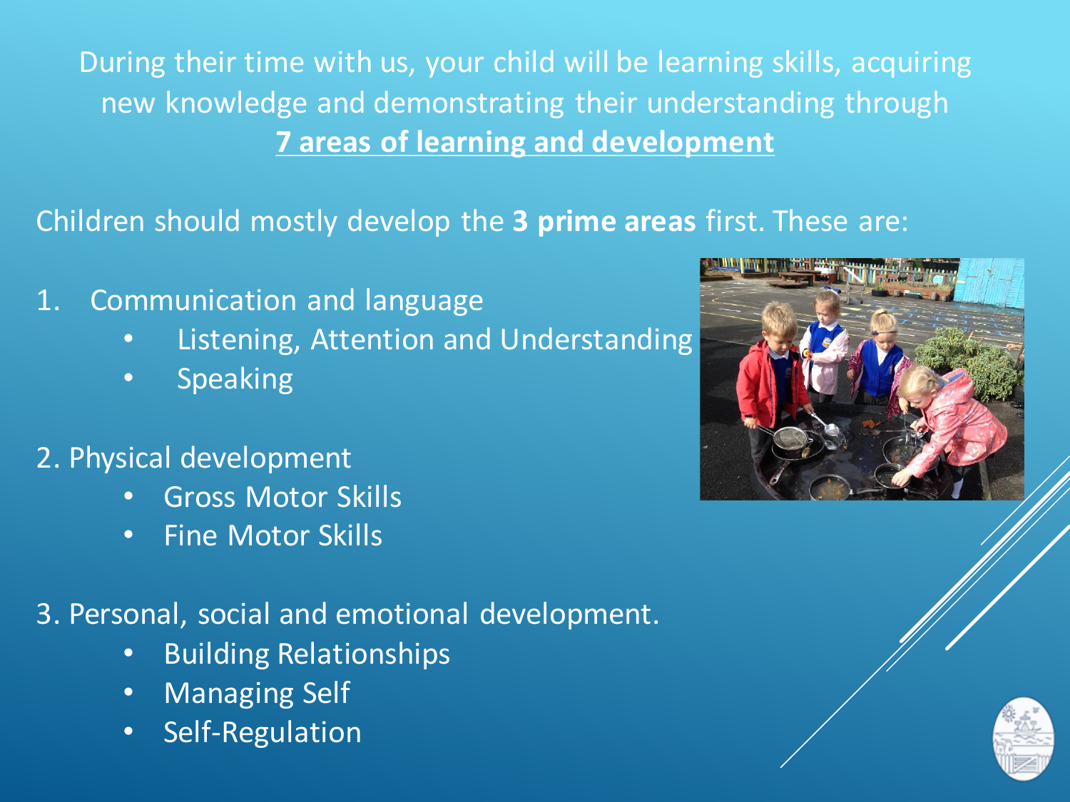During their time with us, your child will be learning skills, acquiring new knowledge and demonstrating their understanding through **7 areas of learning and development**

Children should mostly develop the **3 prime areas** first. These are:

1. Communication and language
   - Listening, Attention and Understanding
   - Speaking

2. Physical development
   - Gross Motor Skills
   - Fine Motor Skills

3. Personal, social and emotional development.
   - Building Relationships
   - Managing Self
   - Self-Regulation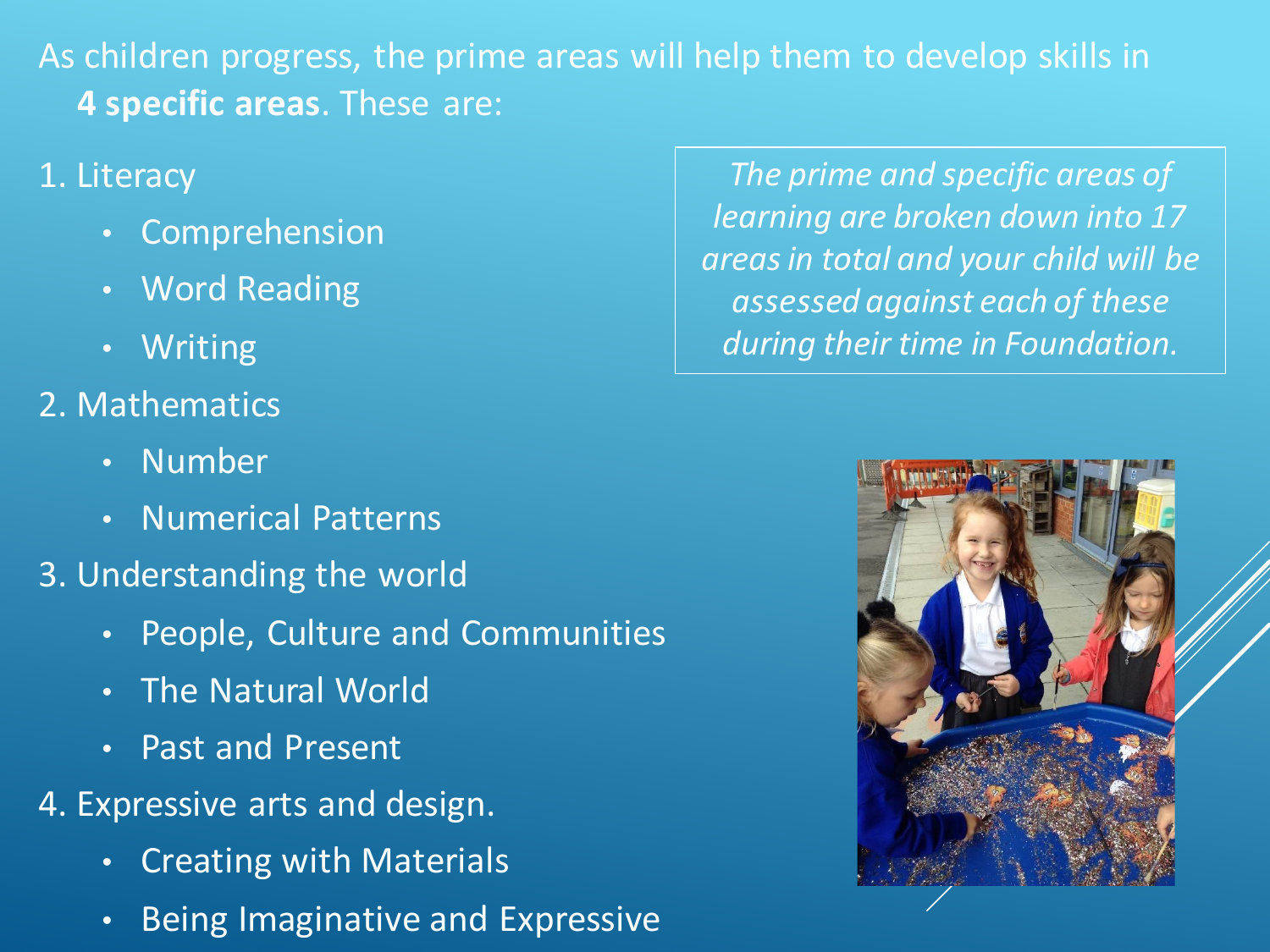As children progress, the prime areas will help them to develop skills in **4 specific areas**. These are:

1. Literacy
   - Comprehension
   - Word Reading
   - Writing
2. Mathematics
   - Number
   - Numerical Patterns
3. Understanding the world
   - People, Culture and Communities
   - The Natural World
   - Past and Present
4. Expressive arts and design.
   - Creating with Materials
   - Being Imaginative and Expressive

*The prime and specific areas of learning are broken down into 17 areas in total and your child will be assessed against each of these during their time in Foundation.*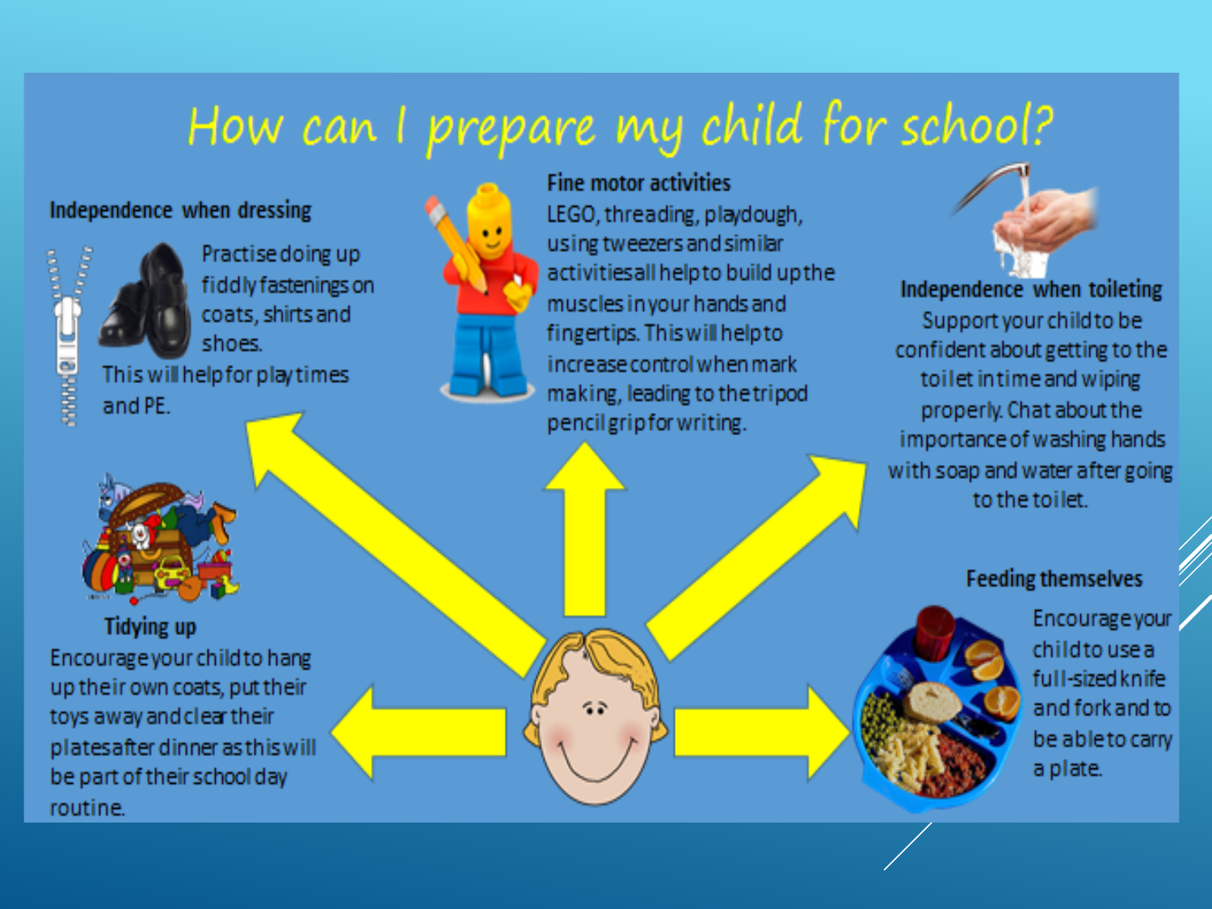# How can I prepare my child for school?

### Independence when dressing

Practise doing up fiddly fastenings on coats, shirts and shoes.

This will help for playtimes and PE.

### Fine motor activities

LEGO, threading, playdough, using tweezers and similar activities all help to build up the muscles in your hands and fingertips. This will help to increase control when mark making, leading to the tripod pencil grip for writing.

### Independence when toileting

Support your child to be confident about getting to the toilet in time and wiping properly. Chat about the importance of washing hands with soap and water after going to the toilet.

### Tidying up

Encourage your child to hang up their own coats, put their toys away and clear their plates after dinner as this will be part of their school day routine.

### Feeding themselves

Encourage your child to use a full-sized knife and fork and to be able to carry a plate.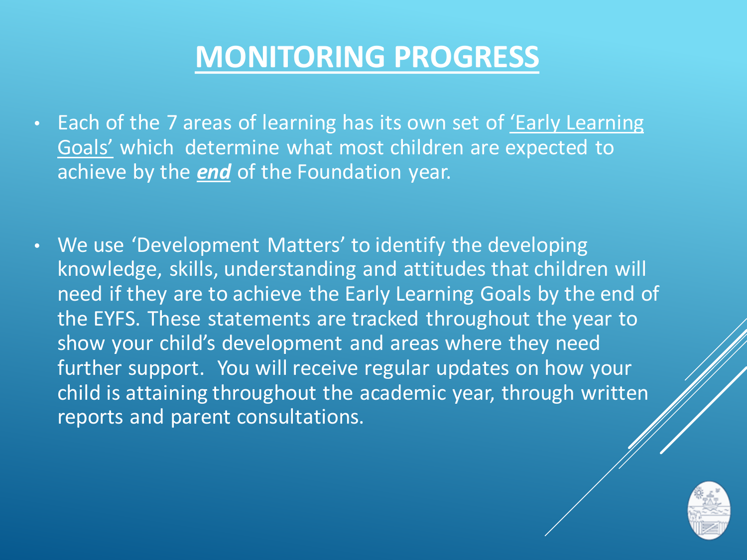# MONITORING PROGRESS

- Each of the 7 areas of learning has its own set of 'Early Learning Goals' which determine what most children are expected to achieve by the ***end*** of the Foundation year.

- We use 'Development Matters' to identify the developing knowledge, skills, understanding and attitudes that children will need if they are to achieve the Early Learning Goals by the end of the EYFS. These statements are tracked throughout the year to show your child's development and areas where they need further support. You will receive regular updates on how your child is attaining throughout the academic year, through written reports and parent consultations.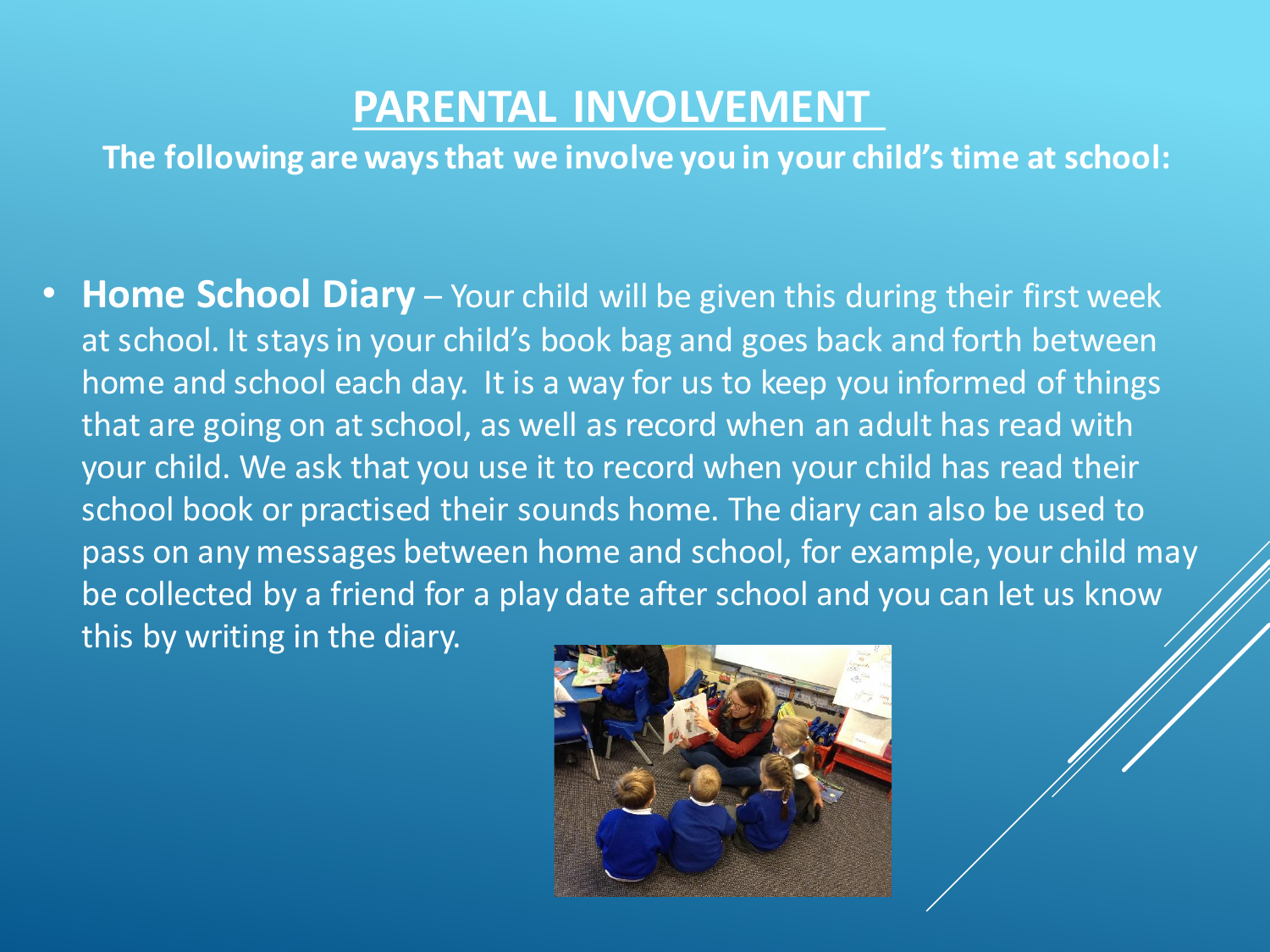# PARENTAL INVOLVEMENT

**The following are ways that we involve you in your child's time at school:**

- **Home School Diary** – Your child will be given this during their first week at school. It stays in your child's book bag and goes back and forth between home and school each day. It is a way for us to keep you informed of things that are going on at school, as well as record when an adult has read with your child. We ask that you use it to record when your child has read their school book or practised their sounds home. The diary can also be used to pass on any messages between home and school, for example, your child may be collected by a friend for a play date after school and you can let us know this by writing in the diary.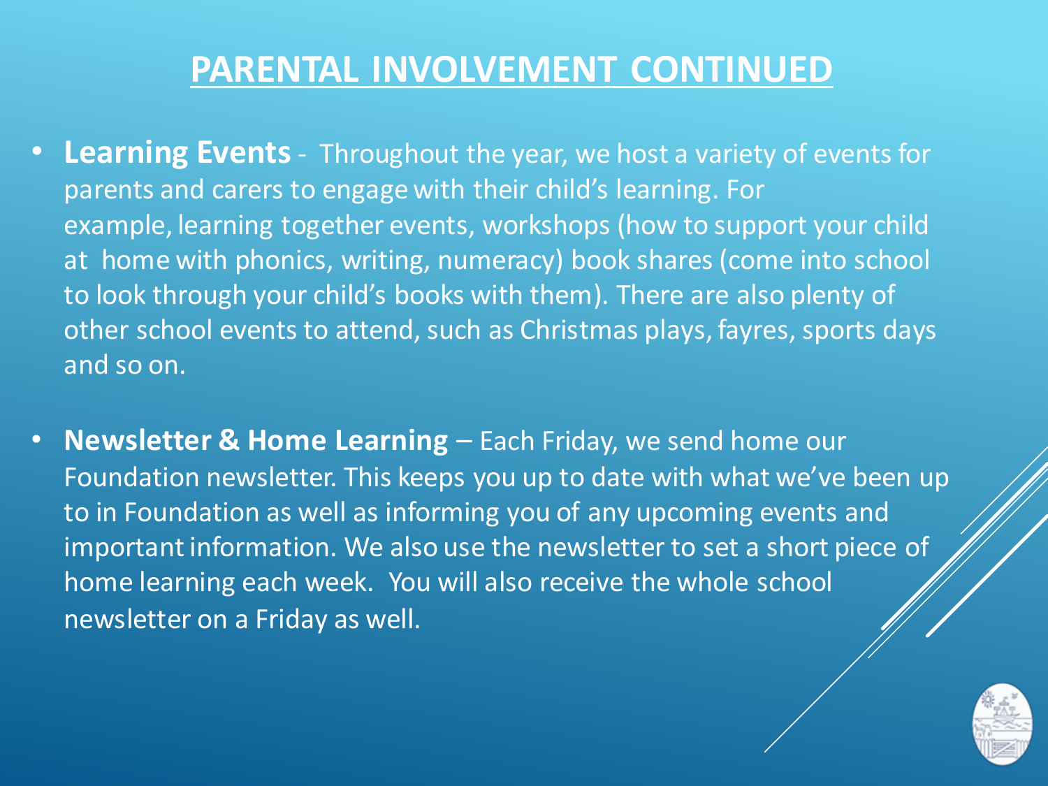# PARENTAL INVOLVEMENT CONTINUED

- **Learning Events** - Throughout the year, we host a variety of events for parents and carers to engage with their child's learning. For example, learning together events, workshops (how to support your child at home with phonics, writing, numeracy) book shares (come into school to look through your child's books with them). There are also plenty of other school events to attend, such as Christmas plays, fayres, sports days and so on.

- **Newsletter & Home Learning** – Each Friday, we send home our Foundation newsletter. This keeps you up to date with what we've been up to in Foundation as well as informing you of any upcoming events and important information. We also use the newsletter to set a short piece of home learning each week. You will also receive the whole school newsletter on a Friday as well.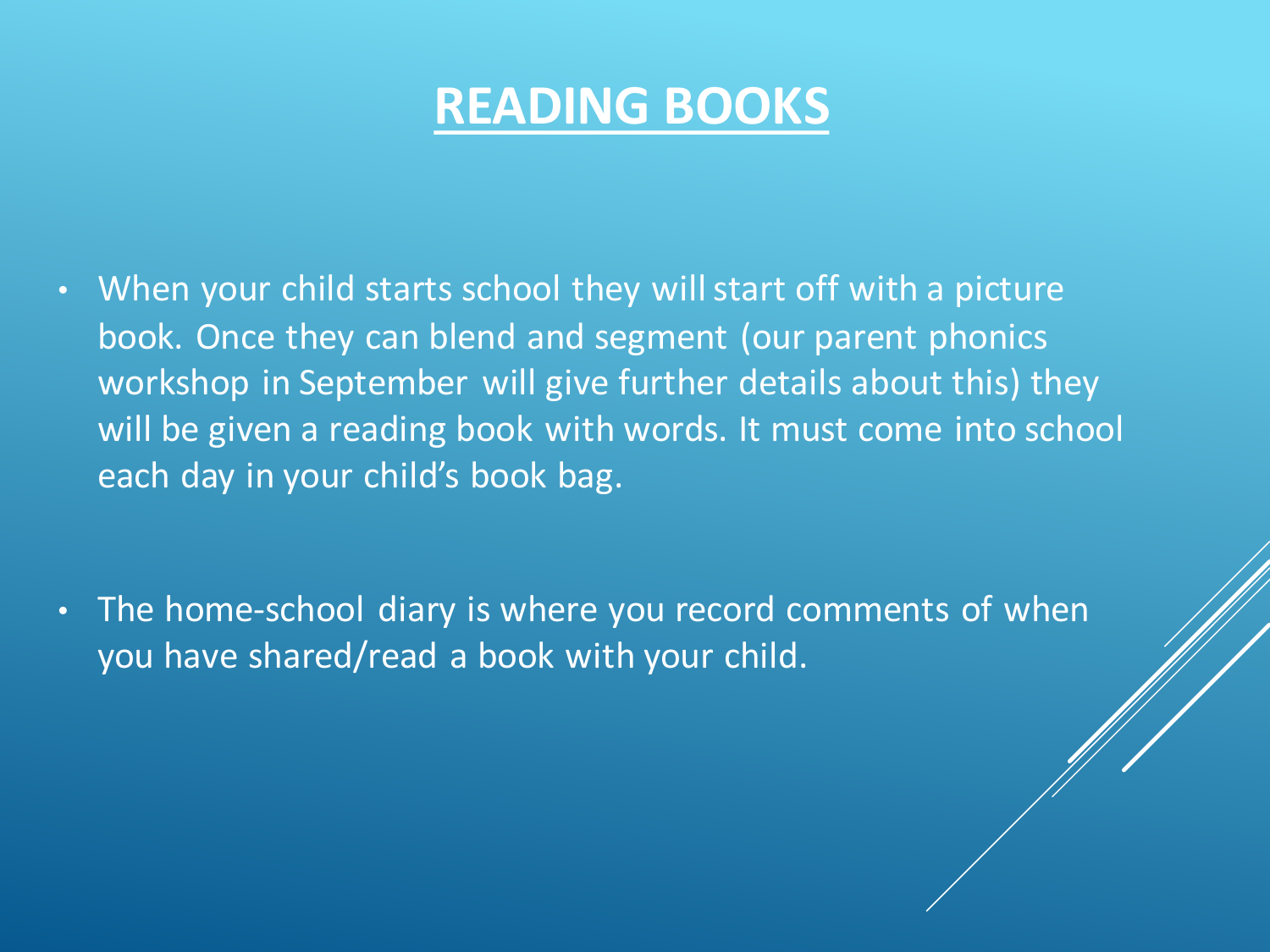# READING BOOKS

- When your child starts school they will start off with a picture book. Once they can blend and segment (our parent phonics workshop in September will give further details about this) they will be given a reading book with words. It must come into school each day in your child's book bag.

- The home-school diary is where you record comments of when you have shared/read a book with your child.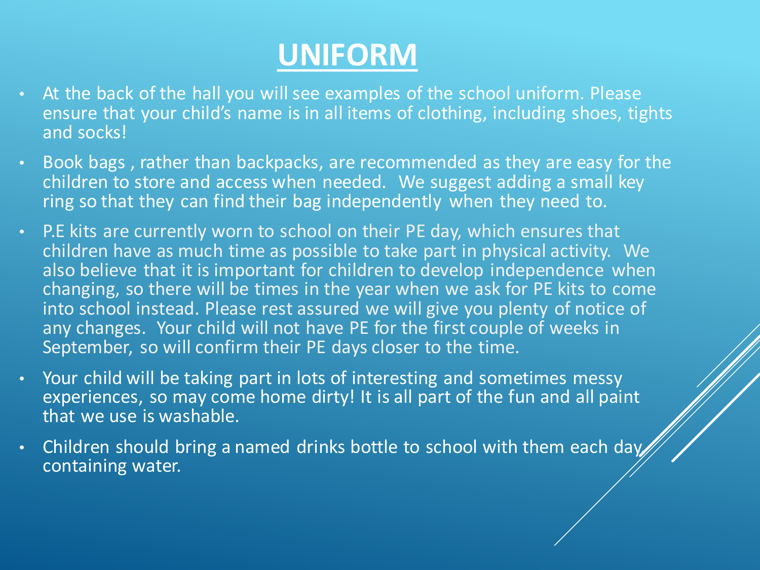# UNIFORM

- At the back of the hall you will see examples of the school uniform. Please ensure that your child's name is in all items of clothing, including shoes, tights and socks!
- Book bags , rather than backpacks, are recommended as they are easy for the children to store and access when needed. We suggest adding a small key ring so that they can find their bag independently when they need to.
- P.E kits are currently worn to school on their PE day, which ensures that children have as much time as possible to take part in physical activity. We also believe that it is important for children to develop independence when changing, so there will be times in the year when we ask for PE kits to come into school instead. Please rest assured we will give you plenty of notice of any changes. Your child will not have PE for the first couple of weeks in September, so will confirm their PE days closer to the time.
- Your child will be taking part in lots of interesting and sometimes messy experiences, so may come home dirty! It is all part of the fun and all paint that we use is washable.
- Children should bring a named drinks bottle to school with them each day, containing water.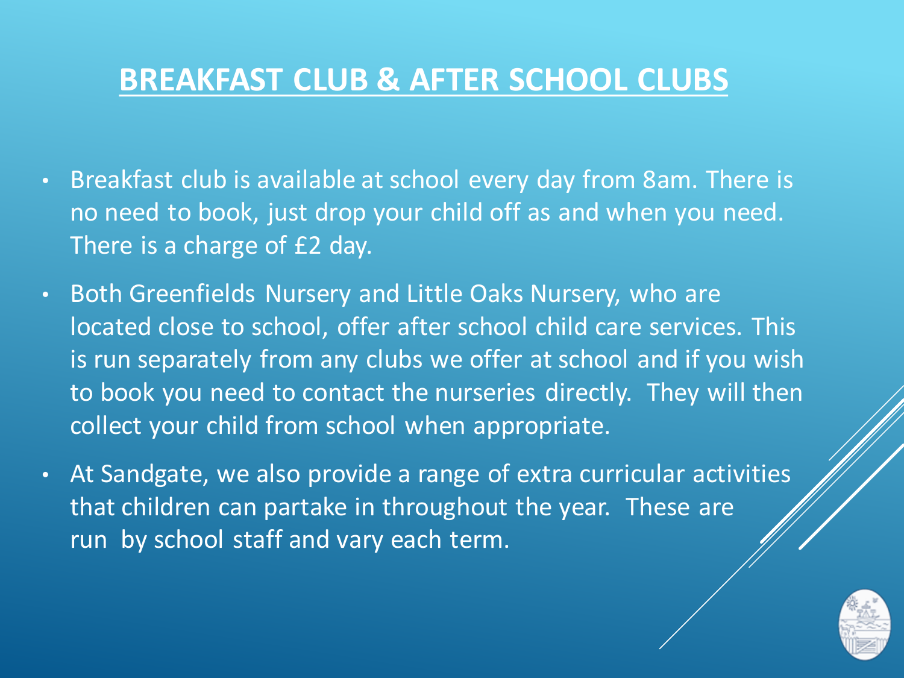## BREAKFAST CLUB & AFTER SCHOOL CLUBS

- Breakfast club is available at school every day from 8am. There is no need to book, just drop your child off as and when you need. There is a charge of £2 day.
- Both Greenfields Nursery and Little Oaks Nursery, who are located close to school, offer after school child care services. This is run separately from any clubs we offer at school and if you wish to book you need to contact the nurseries directly. They will then collect your child from school when appropriate.
- At Sandgate, we also provide a range of extra curricular activities that children can partake in throughout the year. These are run by school staff and vary each term.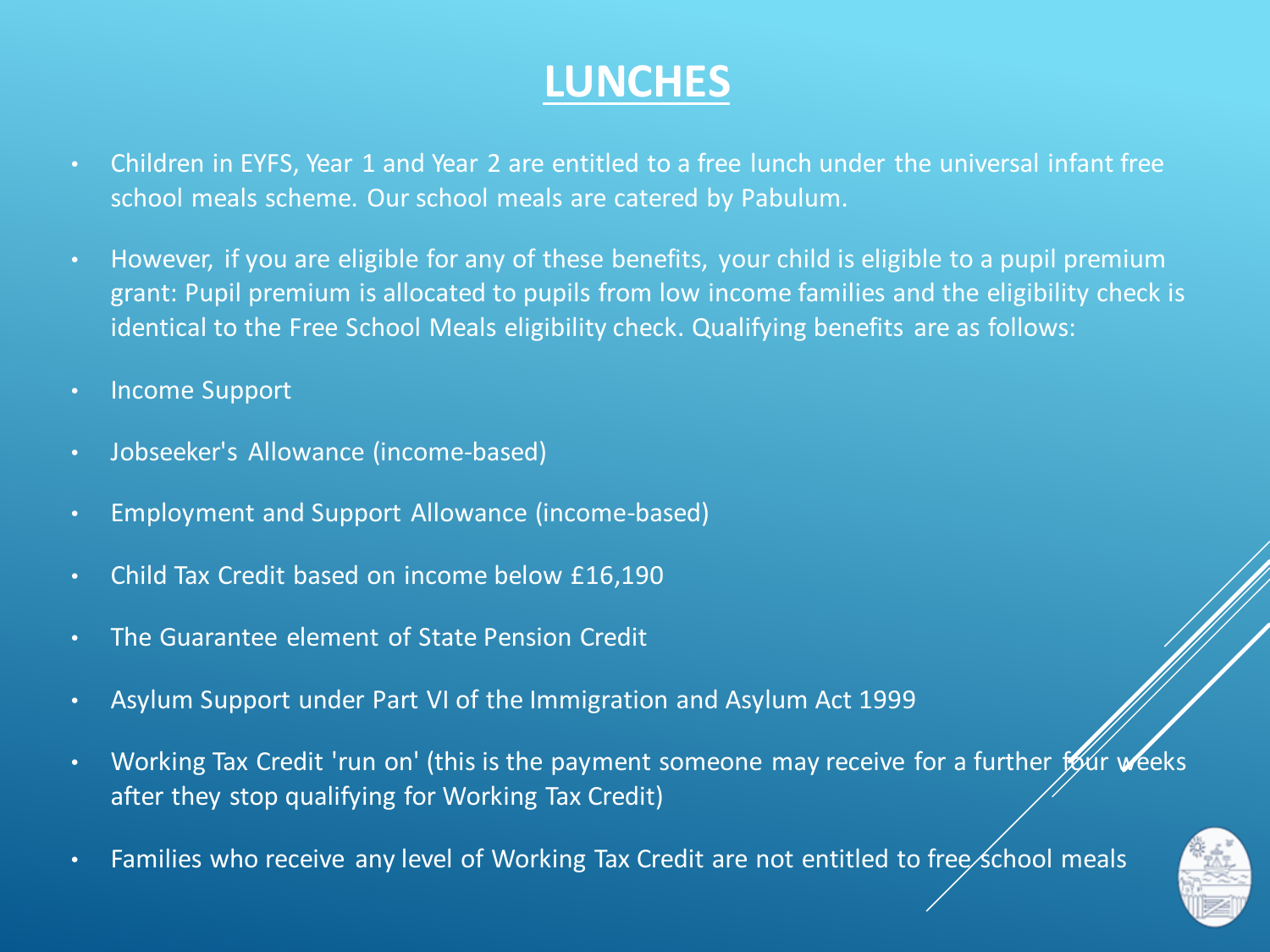# LUNCHES

- Children in EYFS, Year 1 and Year 2 are entitled to a free lunch under the universal infant free school meals scheme. Our school meals are catered by Pabulum.
- However, if you are eligible for any of these benefits, your child is eligible to a pupil premium grant: Pupil premium is allocated to pupils from low income families and the eligibility check is identical to the Free School Meals eligibility check. Qualifying benefits are as follows:
- Income Support
- Jobseeker's Allowance (income-based)
- Employment and Support Allowance (income-based)
- Child Tax Credit based on income below £16,190
- The Guarantee element of State Pension Credit
- Asylum Support under Part VI of the Immigration and Asylum Act 1999
- Working Tax Credit 'run on' (this is the payment someone may receive for a further four weeks after they stop qualifying for Working Tax Credit)
- Families who receive any level of Working Tax Credit are not entitled to free school meals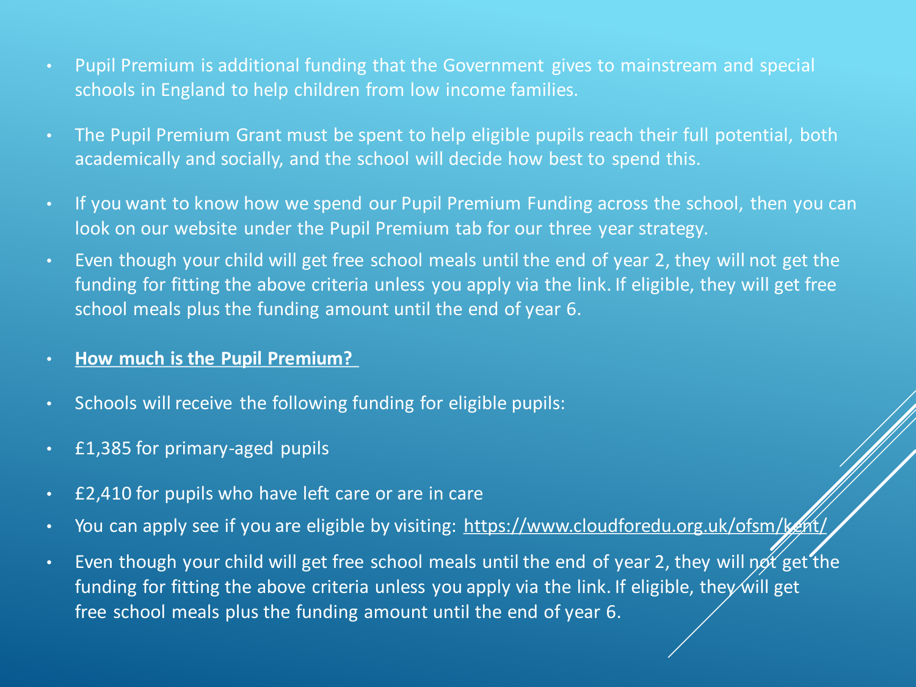- Pupil Premium is additional funding that the Government gives to mainstream and special schools in England to help children from low income families.
- The Pupil Premium Grant must be spent to help eligible pupils reach their full potential, both academically and socially, and the school will decide how best to spend this.
- If you want to know how we spend our Pupil Premium Funding across the school, then you can look on our website under the Pupil Premium tab for our three year strategy.
- Even though your child will get free school meals until the end of year 2, they will not get the funding for fitting the above criteria unless you apply via the link. If eligible, they will get free school meals plus the funding amount until the end of year 6.
- **How much is the Pupil Premium?**
- Schools will receive the following funding for eligible pupils:
- £1,385 for primary-aged pupils
- £2,410 for pupils who have left care or are in care
- You can apply see if you are eligible by visiting: https://www.cloudforedu.org.uk/ofsm/kent/
- Even though your child will get free school meals until the end of year 2, they will not get the funding for fitting the above criteria unless you apply via the link. If eligible, they will get free school meals plus the funding amount until the end of year 6.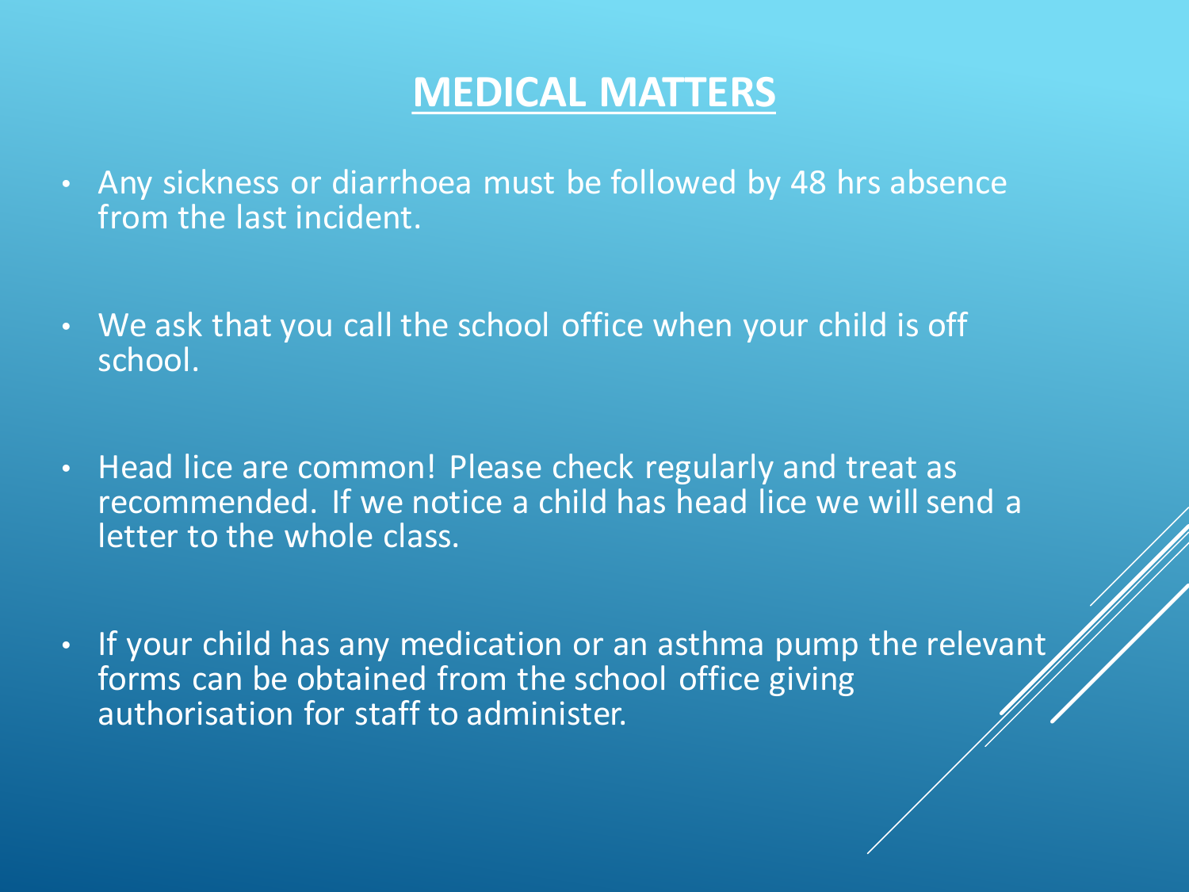# MEDICAL MATTERS

- Any sickness or diarrhoea must be followed by 48 hrs absence from the last incident.
- We ask that you call the school office when your child is off school.
- Head lice are common! Please check regularly and treat as recommended. If we notice a child has head lice we will send a letter to the whole class.
- If your child has any medication or an asthma pump the relevant forms can be obtained from the school office giving authorisation for staff to administer.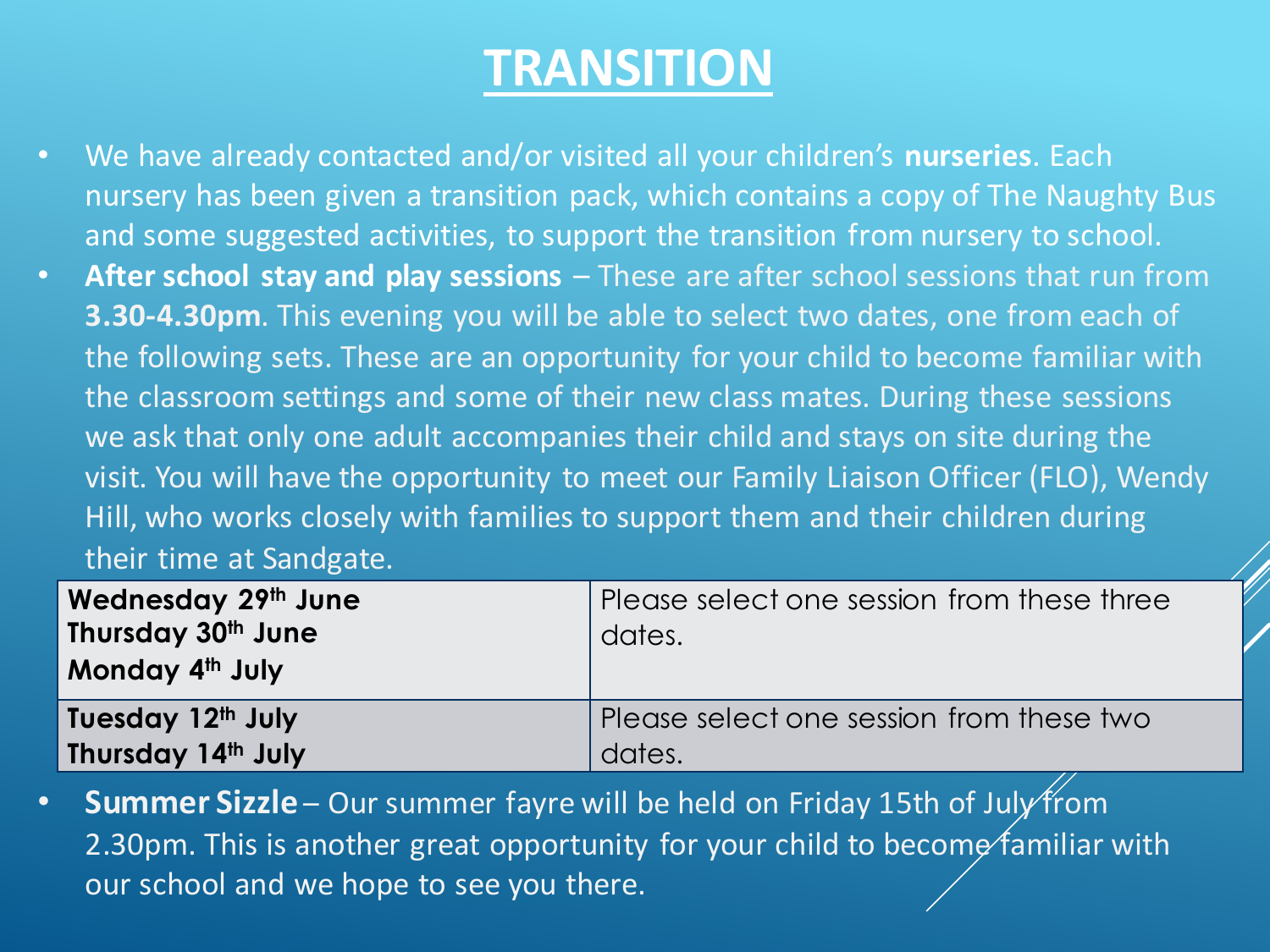# TRANSITION

- We have already contacted and/or visited all your children's **nurseries**. Each nursery has been given a transition pack, which contains a copy of The Naughty Bus and some suggested activities, to support the transition from nursery to school.
- **After school stay and play sessions** – These are after school sessions that run from **3.30-4.30pm**. This evening you will be able to select two dates, one from each of the following sets. These are an opportunity for your child to become familiar with the classroom settings and some of their new class mates. During these sessions we ask that only one adult accompanies their child and stays on site during the visit. You will have the opportunity to meet our Family Liaison Officer (FLO), Wendy Hill, who works closely with families to support them and their children during their time at Sandgate.

| | |
|---|---|
| **Wednesday 29th June**<br>**Thursday 30th June**<br>**Monday 4th July** | Please select one session from these three dates. |
| **Tuesday 12th July**<br>**Thursday 14th July** | Please select one session from these two dates. |

- **Summer Sizzle** – Our summer fayre will be held on Friday 15th of July from 2.30pm. This is another great opportunity for your child to become familiar with our school and we hope to see you there.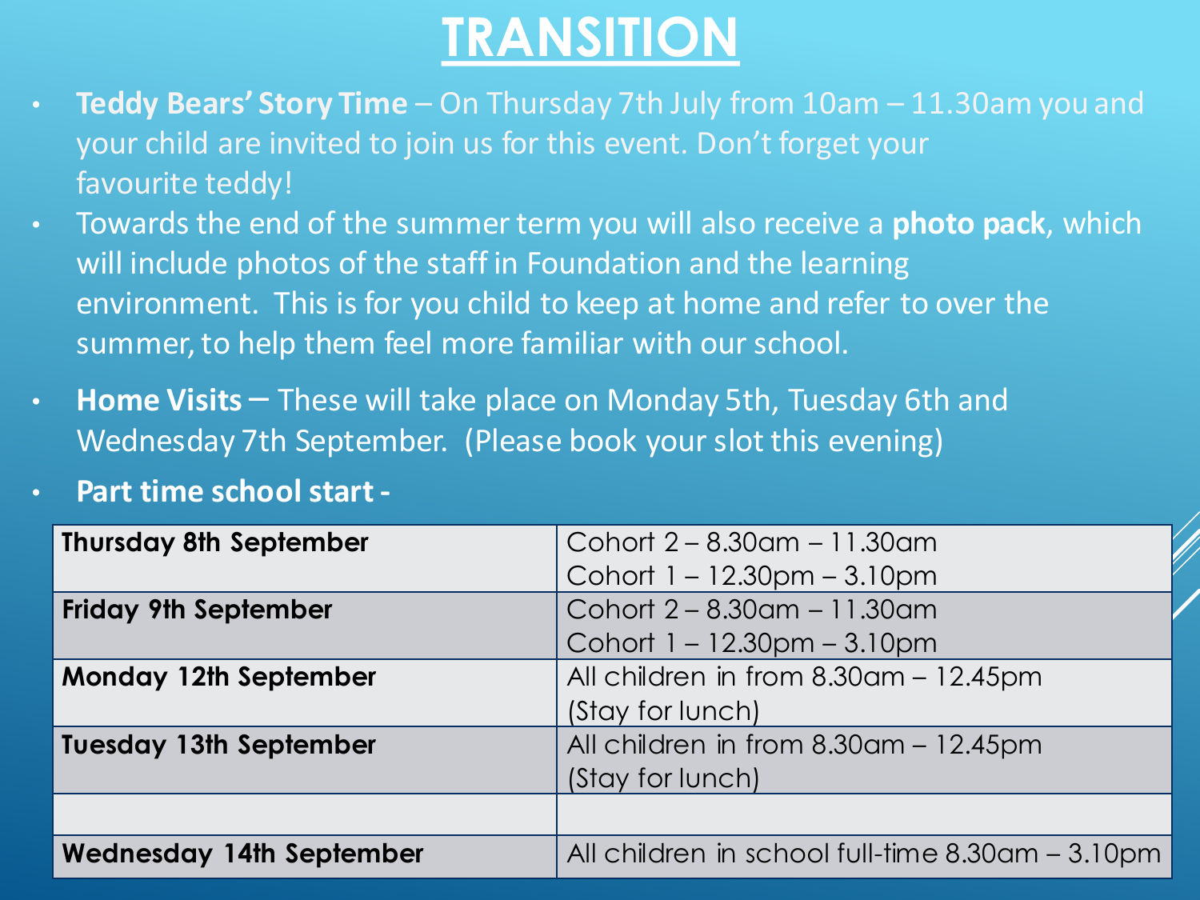# TRANSITION

- **Teddy Bears' Story Time** – On Thursday 7th July from 10am – 11.30am you and your child are invited to join us for this event. Don't forget your favourite teddy!
- Towards the end of the summer term you will also receive a **photo pack**, which will include photos of the staff in Foundation and the learning environment. This is for you child to keep at home and refer to over the summer, to help them feel more familiar with our school.
- **Home Visits** – These will take place on Monday 5th, Tuesday 6th and Wednesday 7th September. (Please book your slot this evening)
- **Part time school start -**

| | |
|---|---|
| **Thursday 8th September** | Cohort 2 – 8.30am – 11.30am<br>Cohort 1 – 12.30pm – 3.10pm |
| **Friday 9th September** | Cohort 2 – 8.30am – 11.30am<br>Cohort 1 – 12.30pm – 3.10pm |
| **Monday 12th September** | All children in from 8.30am – 12.45pm<br>(Stay for lunch) |
| **Tuesday 13th September** | All children in from 8.30am – 12.45pm<br>(Stay for lunch) |
| | |
| **Wednesday 14th September** | All children in school full-time 8.30am – 3.10pm |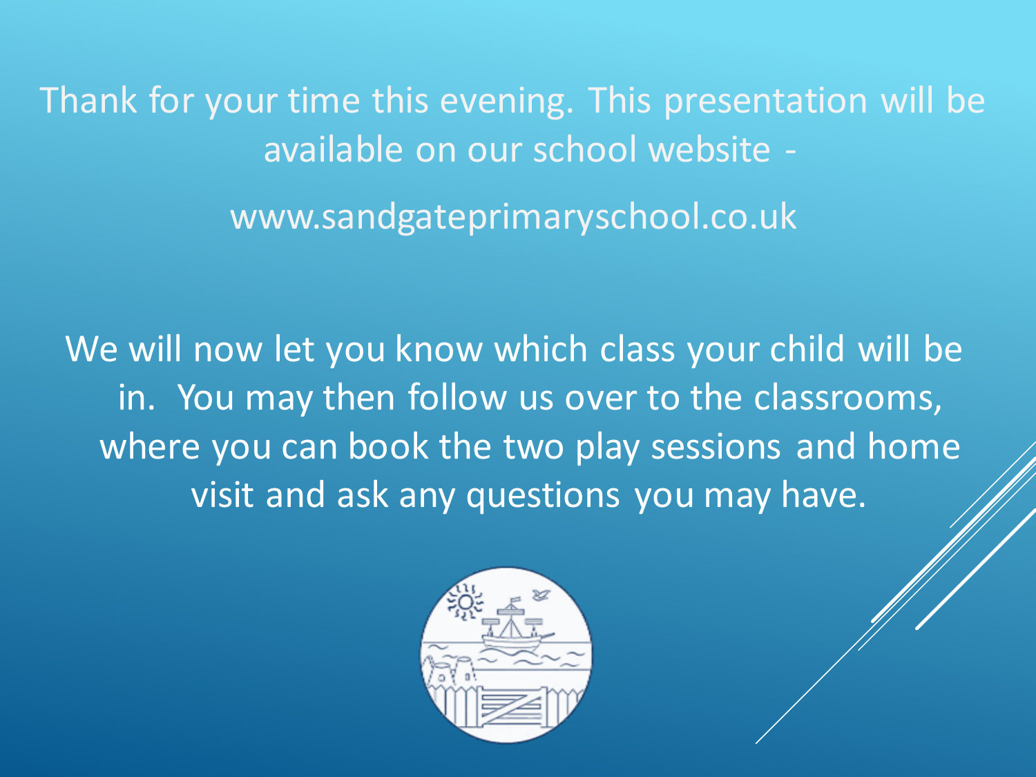Thank for your time this evening. This presentation will be available on our school website -

www.sandgateprimaryschool.co.uk

We will now let you know which class your child will be in. You may then follow us over to the classrooms, where you can book the two play sessions and home visit and ask any questions you may have.